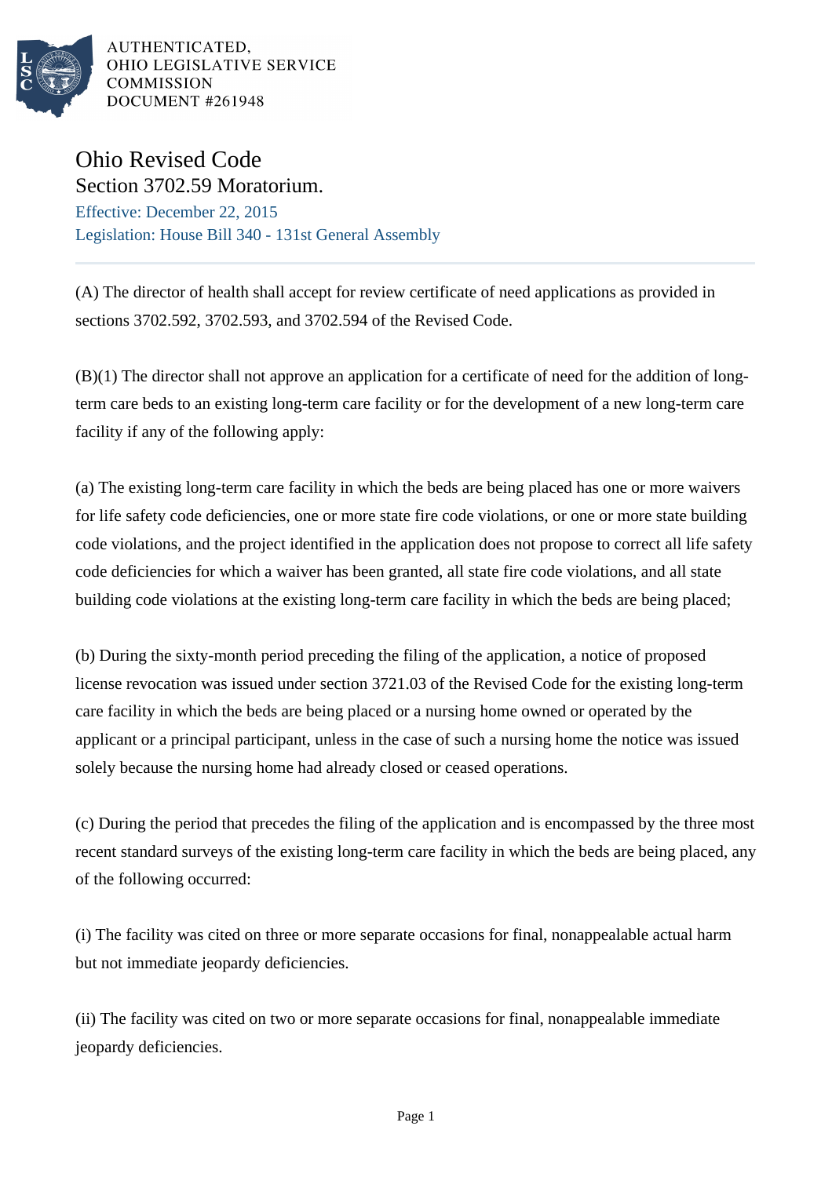AUTHENTICATED,
OHIO LEGISLATIVE SERVICE
COMMISSION
DOCUMENT #261948

# Ohio Revised Code

## Section 3702.59 Moratorium.

Effective: December 22, 2015

Legislation: House Bill 340 - 131st General Assembly

---

(A) The director of health shall accept for review certificate of need applications as provided in sections 3702.592, 3702.593, and 3702.594 of the Revised Code.

(B)(1) The director shall not approve an application for a certificate of need for the addition of long-term care beds to an existing long-term care facility or for the development of a new long-term care facility if any of the following apply:

(a) The existing long-term care facility in which the beds are being placed has one or more waivers for life safety code deficiencies, one or more state fire code violations, or one or more state building code violations, and the project identified in the application does not propose to correct all life safety code deficiencies for which a waiver has been granted, all state fire code violations, and all state building code violations at the existing long-term care facility in which the beds are being placed;

(b) During the sixty-month period preceding the filing of the application, a notice of proposed license revocation was issued under section 3721.03 of the Revised Code for the existing long-term care facility in which the beds are being placed or a nursing home owned or operated by the applicant or a principal participant, unless in the case of such a nursing home the notice was issued solely because the nursing home had already closed or ceased operations.

(c) During the period that precedes the filing of the application and is encompassed by the three most recent standard surveys of the existing long-term care facility in which the beds are being placed, any of the following occurred:

(i) The facility was cited on three or more separate occasions for final, nonappealable actual harm but not immediate jeopardy deficiencies.

(ii) The facility was cited on two or more separate occasions for final, nonappealable immediate jeopardy deficiencies.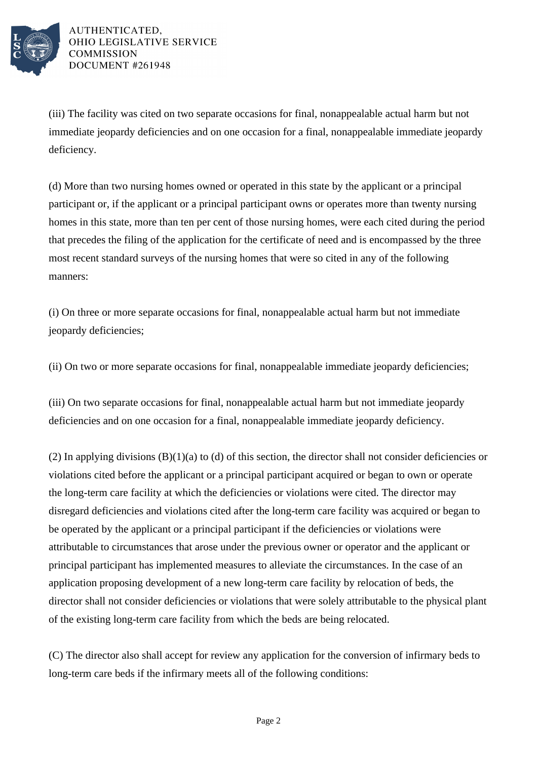(iii) The facility was cited on two separate occasions for final, nonappealable actual harm but not immediate jeopardy deficiencies and on one occasion for a final, nonappealable immediate jeopardy deficiency.

(d) More than two nursing homes owned or operated in this state by the applicant or a principal participant or, if the applicant or a principal participant owns or operates more than twenty nursing homes in this state, more than ten per cent of those nursing homes, were each cited during the period that precedes the filing of the application for the certificate of need and is encompassed by the three most recent standard surveys of the nursing homes that were so cited in any of the following manners:

(i) On three or more separate occasions for final, nonappealable actual harm but not immediate jeopardy deficiencies;

(ii) On two or more separate occasions for final, nonappealable immediate jeopardy deficiencies;

(iii) On two separate occasions for final, nonappealable actual harm but not immediate jeopardy deficiencies and on one occasion for a final, nonappealable immediate jeopardy deficiency.

(2) In applying divisions (B)(1)(a) to (d) of this section, the director shall not consider deficiencies or violations cited before the applicant or a principal participant acquired or began to own or operate the long-term care facility at which the deficiencies or violations were cited. The director may disregard deficiencies and violations cited after the long-term care facility was acquired or began to be operated by the applicant or a principal participant if the deficiencies or violations were attributable to circumstances that arose under the previous owner or operator and the applicant or principal participant has implemented measures to alleviate the circumstances. In the case of an application proposing development of a new long-term care facility by relocation of beds, the director shall not consider deficiencies or violations that were solely attributable to the physical plant of the existing long-term care facility from which the beds are being relocated.

(C) The director also shall accept for review any application for the conversion of infirmary beds to long-term care beds if the infirmary meets all of the following conditions: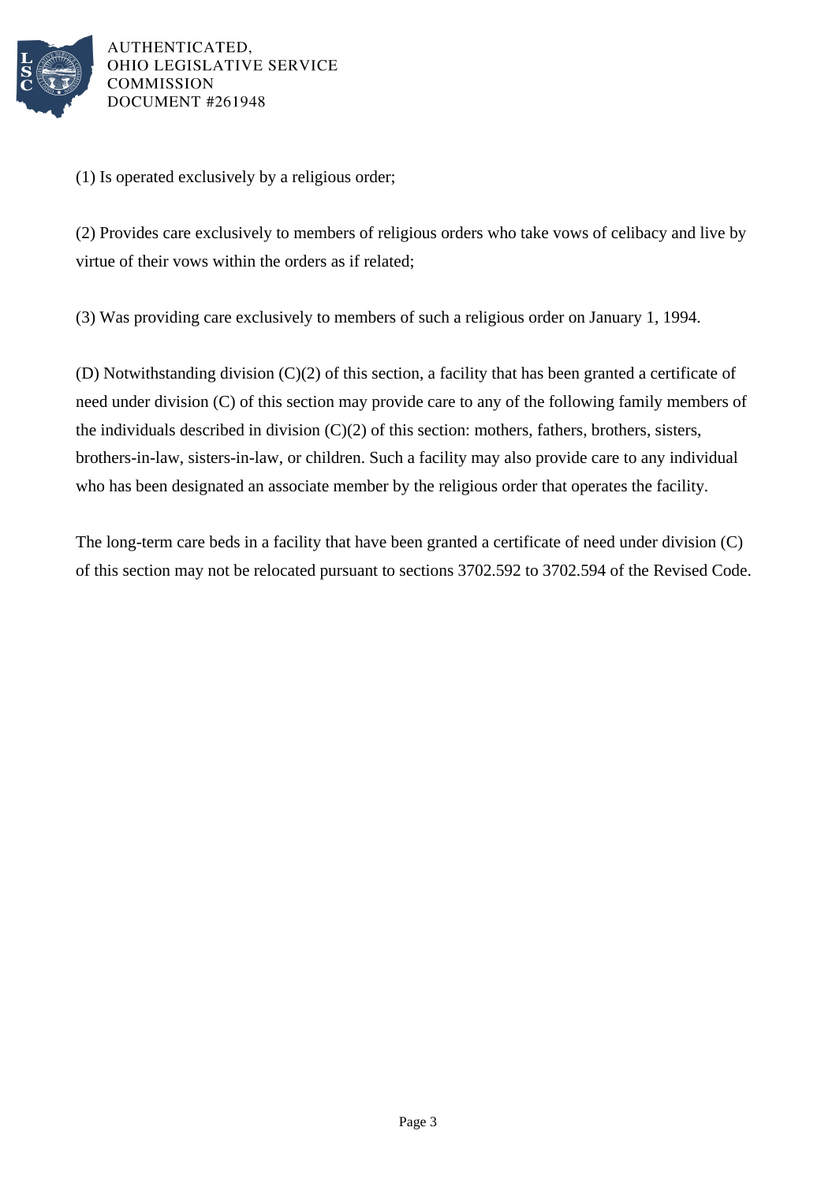(1) Is operated exclusively by a religious order;

(2) Provides care exclusively to members of religious orders who take vows of celibacy and live by virtue of their vows within the orders as if related;

(3) Was providing care exclusively to members of such a religious order on January 1, 1994.

(D) Notwithstanding division (C)(2) of this section, a facility that has been granted a certificate of need under division (C) of this section may provide care to any of the following family members of the individuals described in division (C)(2) of this section: mothers, fathers, brothers, sisters, brothers-in-law, sisters-in-law, or children. Such a facility may also provide care to any individual who has been designated an associate member by the religious order that operates the facility.

The long-term care beds in a facility that have been granted a certificate of need under division (C) of this section may not be relocated pursuant to sections 3702.592 to 3702.594 of the Revised Code.